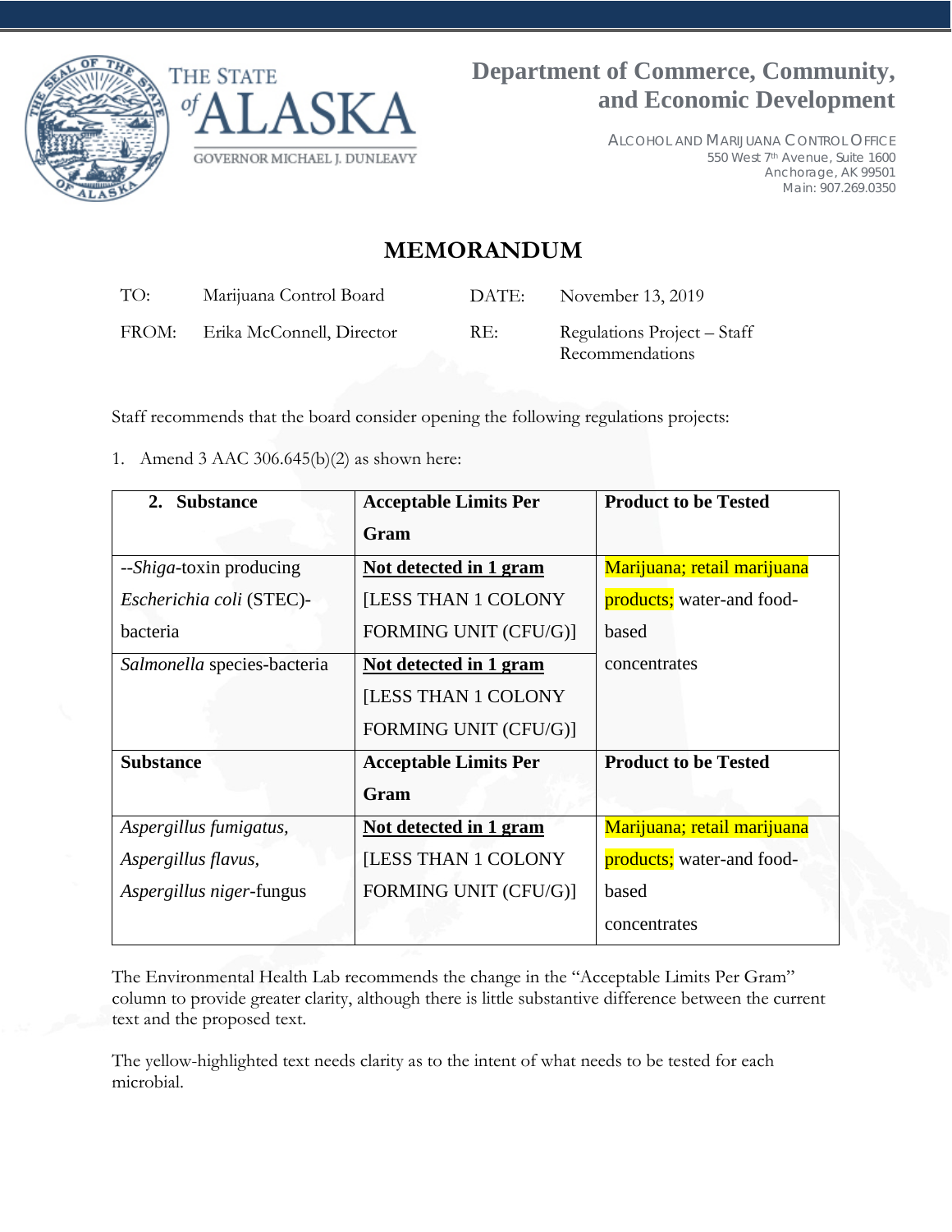# Department of Commerce, Community, and Economic Development

THE STATE of ALASKA
GOVERNOR MICHAEL J. DUNLEAVY

ALCOHOL AND MARIJUANA CONTROL OFFICE
550 West 7th Avenue, Suite 1600
Anchorage, AK 99501
Main: 907.269.0350

## MEMORANDUM

| | | | |
|---|---|---|---|
| TO: | Marijuana Control Board | DATE: | November 13, 2019 |
| FROM: | Erika McConnell, Director | RE: | Regulations Project – Staff Recommendations |

Staff recommends that the board consider opening the following regulations projects:

1. Amend 3 AAC 306.645(b)(2) as shown here:

| 2. Substance | Acceptable Limits Per Gram | Product to be Tested |
|---|---|---|
| --*Shiga*-toxin producing *Escherichia coli* (STEC)-bacteria | **Not detected in 1 gram** [LESS THAN 1 COLONY FORMING UNIT (CFU/G)] | Marijuana; retail marijuana products; water-and food-based concentrates |
| *Salmonella* species-bacteria | **Not detected in 1 gram** [LESS THAN 1 COLONY FORMING UNIT (CFU/G)] | |
| **Substance** | **Acceptable Limits Per Gram** | **Product to be Tested** |
| *Aspergillus fumigatus, Aspergillus flavus, Aspergillus niger*-fungus | **Not detected in 1 gram** [LESS THAN 1 COLONY FORMING UNIT (CFU/G)] | Marijuana; retail marijuana products; water-and food-based concentrates |

The Environmental Health Lab recommends the change in the "Acceptable Limits Per Gram" column to provide greater clarity, although there is little substantive difference between the current text and the proposed text.

The yellow-highlighted text needs clarity as to the intent of what needs to be tested for each microbial.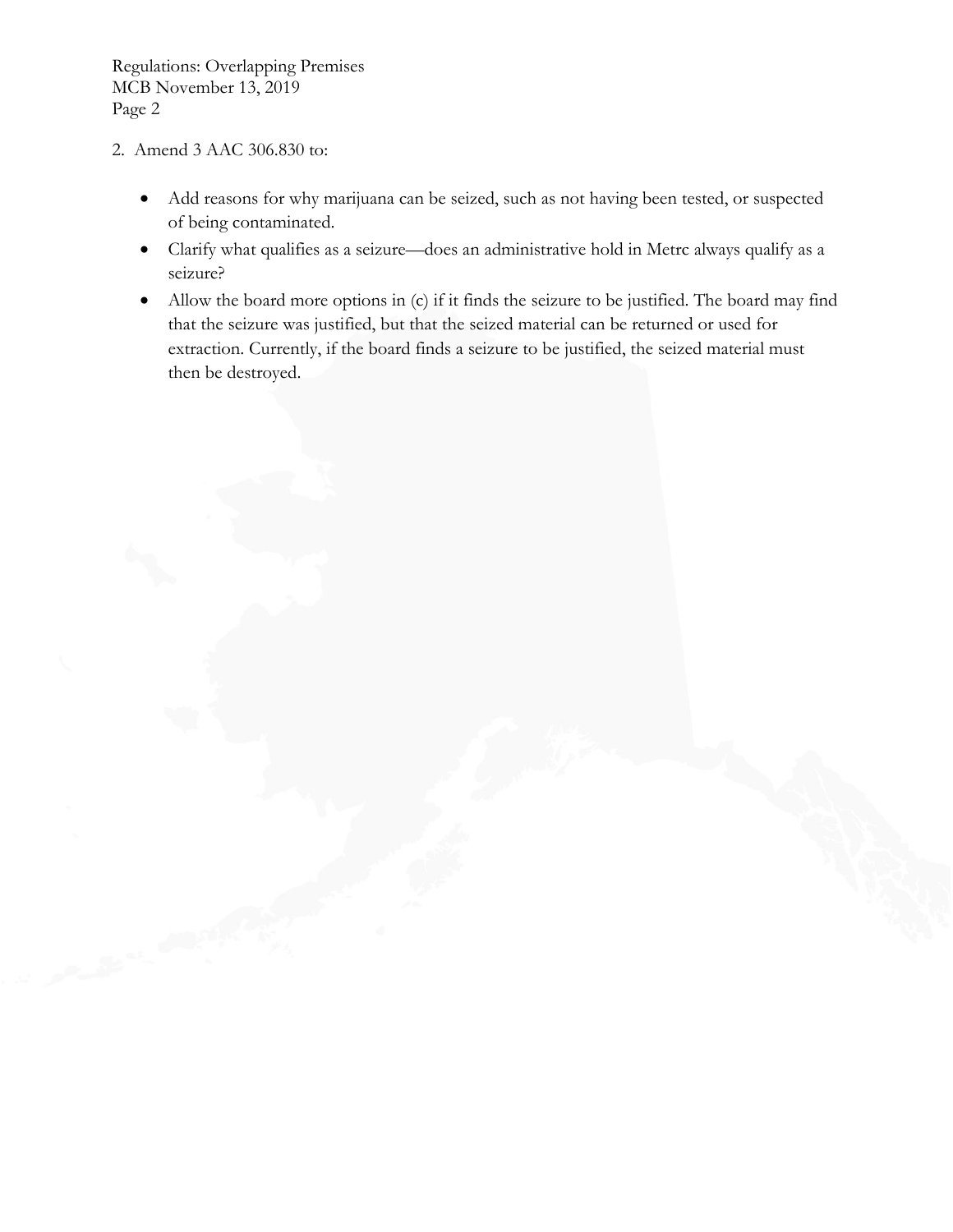2. Amend 3 AAC 306.830 to:

- Add reasons for why marijuana can be seized, such as not having been tested, or suspected of being contaminated.
- Clarify what qualifies as a seizure—does an administrative hold in Metrc always qualify as a seizure?
- Allow the board more options in (c) if it finds the seizure to be justified. The board may find that the seizure was justified, but that the seized material can be returned or used for extraction. Currently, if the board finds a seizure to be justified, the seized material must then be destroyed.